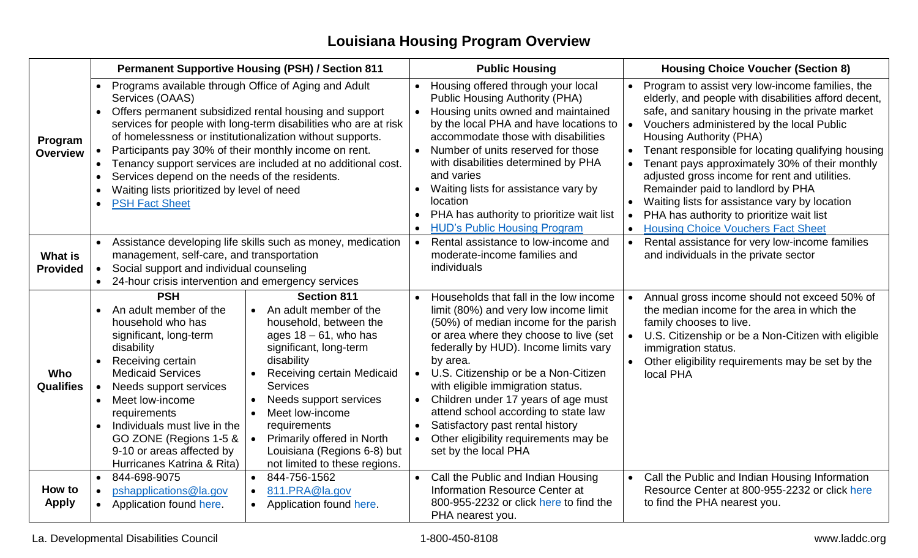# Louisiana Housing Program Overview

| | Permanent Supportive Housing (PSH) / Section 811 | | Public Housing | Housing Choice Voucher (Section 8) |
|---|---|---|---|---|
| **Program Overview** | • Programs available through Office of Aging and Adult Services (OAAS)<br>• Offers permanent subsidized rental housing and support services for people with long-term disabilities who are at risk of homelessness or institutionalization without supports.<br>• Participants pay 30% of their monthly income on rent.<br>• Tenancy support services are included at no additional cost.<br>• Services depend on the needs of the residents.<br>• Waiting lists prioritized by level of need<br>• PSH Fact Sheet | | • Housing offered through your local Public Housing Authority (PHA)<br>• Housing units owned and maintained by the local PHA and have locations to accommodate those with disabilities<br>• Number of units reserved for those with disabilities determined by PHA and varies<br>• Waiting lists for assistance vary by location<br>• PHA has authority to prioritize wait list<br>• HUD's Public Housing Program | • Program to assist very low-income families, the elderly, and people with disabilities afford decent, safe, and sanitary housing in the private market<br>• Vouchers administered by the local Public Housing Authority (PHA)<br>• Tenant responsible for locating qualifying housing<br>• Tenant pays approximately 30% of their monthly adjusted gross income for rent and utilities. Remainder paid to landlord by PHA<br>• Waiting lists for assistance vary by location<br>• PHA has authority to prioritize wait list<br>• Housing Choice Vouchers Fact Sheet |
| **What is Provided** | • Assistance developing life skills such as money, medication management, self-care, and transportation<br>• Social support and individual counseling<br>• 24-hour crisis intervention and emergency services | | • Rental assistance to low-income and moderate-income families and individuals | • Rental assistance for very low-income families and individuals in the private sector |
| **Who Qualifies** | **PSH**<br>• An adult member of the household who has significant, long-term disability<br>• Receiving certain Medicaid Services<br>• Needs support services<br>• Meet low-income requirements<br>• Individuals must live in the GO ZONE (Regions 1-5 & 9-10 or areas affected by Hurricanes Katrina & Rita) | **Section 811**<br>• An adult member of the household, between the ages 18 – 61, who has significant, long-term disability<br>• Receiving certain Medicaid Services<br>• Needs support services<br>• Meet low-income requirements<br>• Primarily offered in North Louisiana (Regions 6-8) but not limited to these regions. | • Households that fall in the low income limit (80%) and very low income limit (50%) of median income for the parish or area where they choose to live (set federally by HUD). Income limits vary by area.<br>• U.S. Citizenship or be a Non-Citizen with eligible immigration status.<br>• Children under 17 years of age must attend school according to state law<br>• Satisfactory past rental history<br>• Other eligibility requirements may be set by the local PHA | • Annual gross income should not exceed 50% of the median income for the area in which the family chooses to live.<br>• U.S. Citizenship or be a Non-Citizen with eligible immigration status.<br>• Other eligibility requirements may be set by the local PHA |
| **How to Apply** | • 844-698-9075<br>• pshapplications@la.gov<br>• Application found here. | • 844-756-1562<br>• 811.PRA@la.gov<br>• Application found here. | • Call the Public and Indian Housing Information Resource Center at 800-955-2232 or click here to find the PHA nearest you. | • Call the Public and Indian Housing Information Resource Center at 800-955-2232 or click here to find the PHA nearest you. |

La. Developmental Disabilities Council 1-800-450-8108 www.laddc.org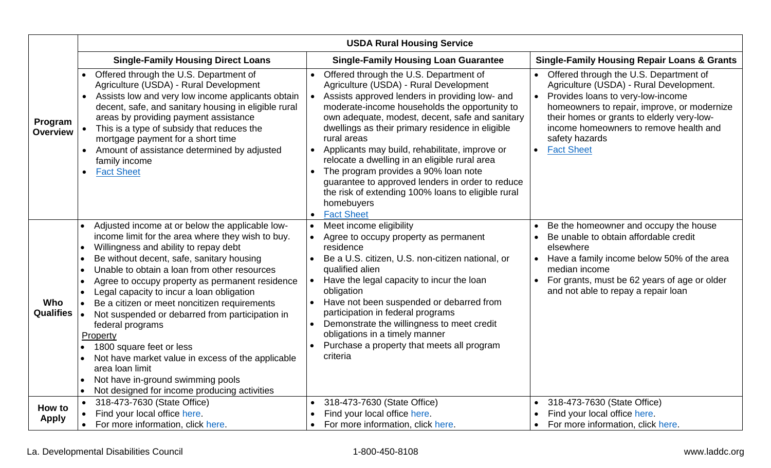| | USDA Rural Housing Service | | |
|---|---|---|---|
| | **Single-Family Housing Direct Loans** | **Single-Family Housing Loan Guarantee** | **Single-Family Housing Repair Loans & Grants** |
| **Program Overview** | • Offered through the U.S. Department of Agriculture (USDA) - Rural Development<br>• Assists low and very low income applicants obtain decent, safe, and sanitary housing in eligible rural areas by providing payment assistance<br>• This is a type of subsidy that reduces the mortgage payment for a short time<br>• Amount of assistance determined by adjusted family income<br>• Fact Sheet | • Offered through the U.S. Department of Agriculture (USDA) - Rural Development<br>• Assists approved lenders in providing low- and moderate-income households the opportunity to own adequate, modest, decent, safe and sanitary dwellings as their primary residence in eligible rural areas<br>• Applicants may build, rehabilitate, improve or relocate a dwelling in an eligible rural area<br>• The program provides a 90% loan note guarantee to approved lenders in order to reduce the risk of extending 100% loans to eligible rural homebuyers<br>• Fact Sheet | • Offered through the U.S. Department of Agriculture (USDA) - Rural Development.<br>• Provides loans to very-low-income homeowners to repair, improve, or modernize their homes or grants to elderly very-low-income homeowners to remove health and safety hazards<br>• Fact Sheet |
| **Who Qualifies** | • Adjusted income at or below the applicable low-income limit for the area where they wish to buy.<br>• Willingness and ability to repay debt<br>• Be without decent, safe, sanitary housing<br>• Unable to obtain a loan from other resources<br>• Agree to occupy property as permanent residence<br>• Legal capacity to incur a loan obligation<br>• Be a citizen or meet noncitizen requirements<br>• Not suspended or debarred from participation in federal programs<br>Property<br>• 1800 square feet or less<br>• Not have market value in excess of the applicable area loan limit<br>• Not have in-ground swimming pools<br>• Not designed for income producing activities | • Meet income eligibility<br>• Agree to occupy property as permanent residence<br>• Be a U.S. citizen, U.S. non-citizen national, or qualified alien<br>• Have the legal capacity to incur the loan obligation<br>• Have not been suspended or debarred from participation in federal programs<br>• Demonstrate the willingness to meet credit obligations in a timely manner<br>• Purchase a property that meets all program criteria | • Be the homeowner and occupy the house<br>• Be unable to obtain affordable credit elsewhere<br>• Have a family income below 50% of the area median income<br>• For grants, must be 62 years of age or older and not able to repay a repair loan |
| **How to Apply** | • 318-473-7630 (State Office)<br>• Find your local office here.<br>• For more information, click here. | • 318-473-7630 (State Office)<br>• Find your local office here.<br>• For more information, click here. | • 318-473-7630 (State Office)<br>• Find your local office here.<br>• For more information, click here. |

La. Developmental Disabilities Council 1-800-450-8108 www.laddc.org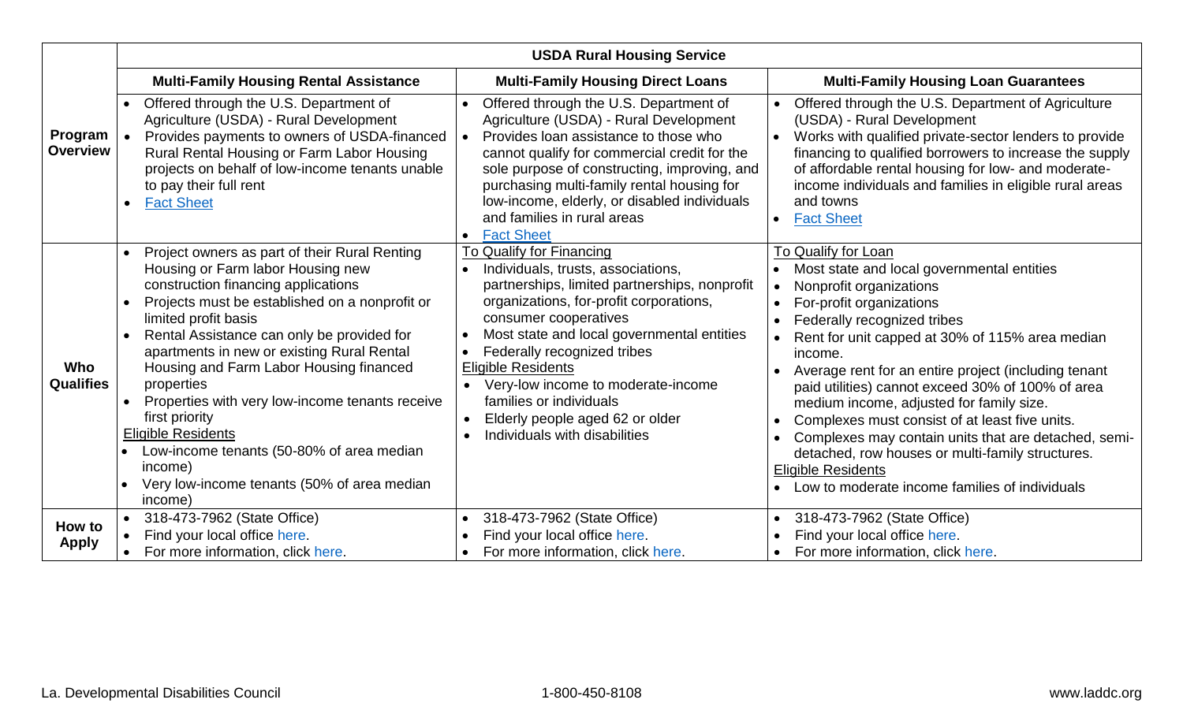| | USDA Rural Housing Service | | |
|---|---|---|---|
| | **Multi-Family Housing Rental Assistance** | **Multi-Family Housing Direct Loans** | **Multi-Family Housing Loan Guarantees** |
| **Program Overview** | • Offered through the U.S. Department of Agriculture (USDA) - Rural Development<br>• Provides payments to owners of USDA-financed Rural Rental Housing or Farm Labor Housing projects on behalf of low-income tenants unable to pay their full rent<br>• Fact Sheet | • Offered through the U.S. Department of Agriculture (USDA) - Rural Development<br>• Provides loan assistance to those who cannot qualify for commercial credit for the sole purpose of constructing, improving, and purchasing multi-family rental housing for low-income, elderly, or disabled individuals and families in rural areas<br>• Fact Sheet | • Offered through the U.S. Department of Agriculture (USDA) - Rural Development<br>• Works with qualified private-sector lenders to provide financing to qualified borrowers to increase the supply of affordable rental housing for low- and moderate-income individuals and families in eligible rural areas and towns<br>• Fact Sheet |
| **Who Qualifies** | • Project owners as part of their Rural Renting Housing or Farm labor Housing new construction financing applications<br>• Projects must be established on a nonprofit or limited profit basis<br>• Rental Assistance can only be provided for apartments in new or existing Rural Rental Housing and Farm Labor Housing financed properties<br>• Properties with very low-income tenants receive first priority<br>Eligible Residents<br>• Low-income tenants (50-80% of area median income)<br>• Very low-income tenants (50% of area median income) | To Qualify for Financing<br>• Individuals, trusts, associations, partnerships, limited partnerships, nonprofit organizations, for-profit corporations, consumer cooperatives<br>• Most state and local governmental entities<br>• Federally recognized tribes<br>Eligible Residents<br>• Very-low income to moderate-income families or individuals<br>• Elderly people aged 62 or older<br>• Individuals with disabilities | To Qualify for Loan<br>• Most state and local governmental entities<br>• Nonprofit organizations<br>• For-profit organizations<br>• Federally recognized tribes<br>• Rent for unit capped at 30% of 115% area median income.<br>• Average rent for an entire project (including tenant paid utilities) cannot exceed 30% of 100% of area medium income, adjusted for family size.<br>• Complexes must consist of at least five units.<br>• Complexes may contain units that are detached, semi-detached, row houses or multi-family structures.<br>Eligible Residents<br>• Low to moderate income families of individuals |
| **How to Apply** | • 318-473-7962 (State Office)<br>• Find your local office here.<br>• For more information, click here. | • 318-473-7962 (State Office)<br>• Find your local office here.<br>• For more information, click here. | • 318-473-7962 (State Office)<br>• Find your local office here.<br>• For more information, click here. |